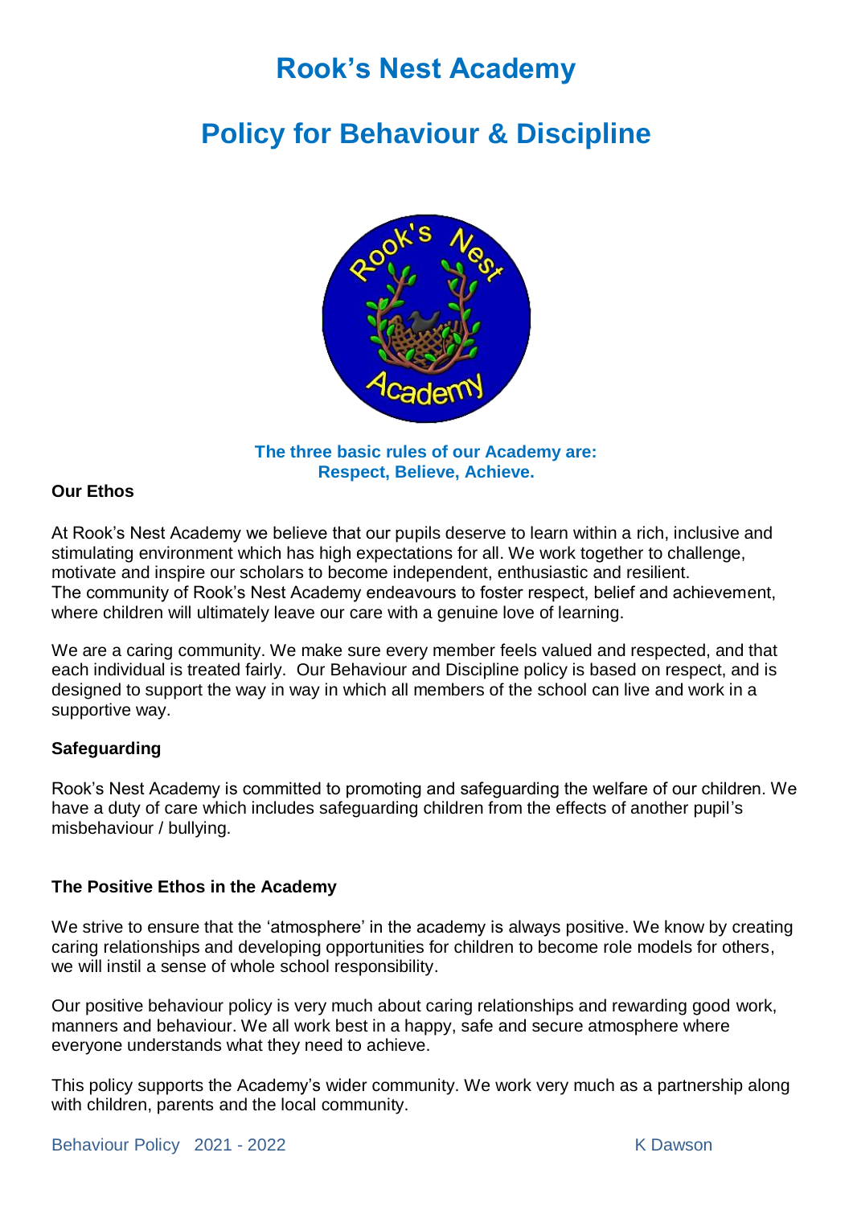# Rook's Nest Academy

# Policy for Behaviour & Discipline

**The three basic rules of our Academy are: Respect, Believe, Achieve.**

### Our Ethos

At Rook's Nest Academy we believe that our pupils deserve to learn within a rich, inclusive and stimulating environment which has high expectations for all. We work together to challenge, motivate and inspire our scholars to become independent, enthusiastic and resilient. The community of Rook's Nest Academy endeavours to foster respect, belief and achievement, where children will ultimately leave our care with a genuine love of learning.

We are a caring community. We make sure every member feels valued and respected, and that each individual is treated fairly. Our Behaviour and Discipline policy is based on respect, and is designed to support the way in way in which all members of the school can live and work in a supportive way.

### Safeguarding

Rook's Nest Academy is committed to promoting and safeguarding the welfare of our children. We have a duty of care which includes safeguarding children from the effects of another pupil's misbehaviour / bullying.

### The Positive Ethos in the Academy

We strive to ensure that the 'atmosphere' in the academy is always positive. We know by creating caring relationships and developing opportunities for children to become role models for others, we will instil a sense of whole school responsibility.

Our positive behaviour policy is very much about caring relationships and rewarding good work, manners and behaviour. We all work best in a happy, safe and secure atmosphere where everyone understands what they need to achieve.

This policy supports the Academy's wider community. We work very much as a partnership along with children, parents and the local community.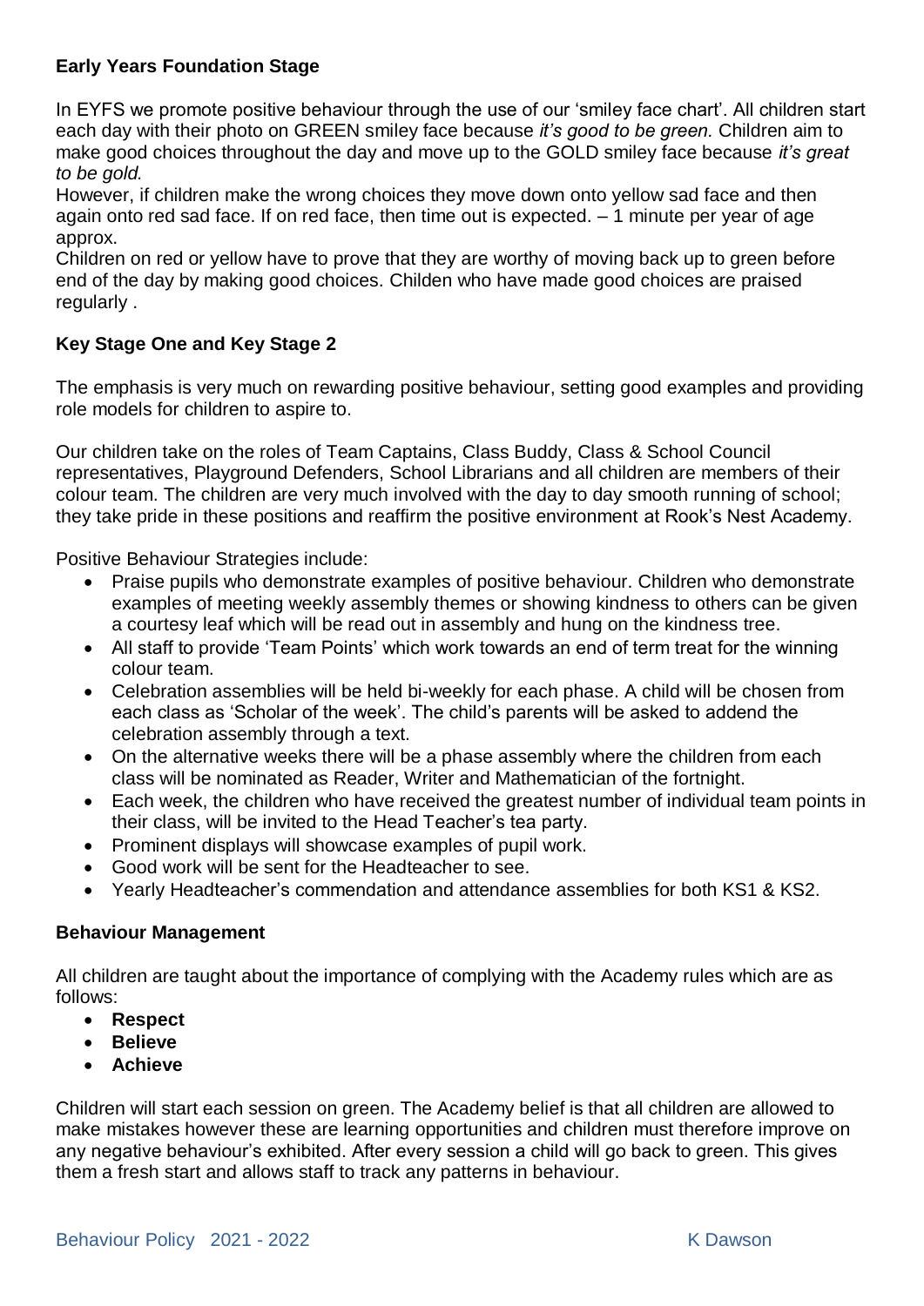**Early Years Foundation Stage**

In EYFS we promote positive behaviour through the use of our 'smiley face chart'. All children start each day with their photo on GREEN smiley face because *it's good to be green.* Children aim to make good choices throughout the day and move up to the GOLD smiley face because *it's great to be gold.*
However, if children make the wrong choices they move down onto yellow sad face and then again onto red sad face. If on red face, then time out is expected. – 1 minute per year of age approx.
Children on red or yellow have to prove that they are worthy of moving back up to green before end of the day by making good choices. Childen who have made good choices are praised regularly .

**Key Stage One and Key Stage 2**

The emphasis is very much on rewarding positive behaviour, setting good examples and providing role models for children to aspire to.

Our children take on the roles of Team Captains, Class Buddy, Class & School Council representatives, Playground Defenders, School Librarians and all children are members of their colour team. The children are very much involved with the day to day smooth running of school; they take pride in these positions and reaffirm the positive environment at Rook's Nest Academy.

Positive Behaviour Strategies include:

- Praise pupils who demonstrate examples of positive behaviour. Children who demonstrate examples of meeting weekly assembly themes or showing kindness to others can be given a courtesy leaf which will be read out in assembly and hung on the kindness tree.
- All staff to provide 'Team Points' which work towards an end of term treat for the winning colour team.
- Celebration assemblies will be held bi-weekly for each phase. A child will be chosen from each class as 'Scholar of the week'. The child's parents will be asked to addend the celebration assembly through a text.
- On the alternative weeks there will be a phase assembly where the children from each class will be nominated as Reader, Writer and Mathematician of the fortnight.
- Each week, the children who have received the greatest number of individual team points in their class, will be invited to the Head Teacher's tea party.
- Prominent displays will showcase examples of pupil work.
- Good work will be sent for the Headteacher to see.
- Yearly Headteacher's commendation and attendance assemblies for both KS1 & KS2.

**Behaviour Management**

All children are taught about the importance of complying with the Academy rules which are as follows:

- **Respect**
- **Believe**
- **Achieve**

Children will start each session on green. The Academy belief is that all children are allowed to make mistakes however these are learning opportunities and children must therefore improve on any negative behaviour's exhibited. After every session a child will go back to green. This gives them a fresh start and allows staff to track any patterns in behaviour.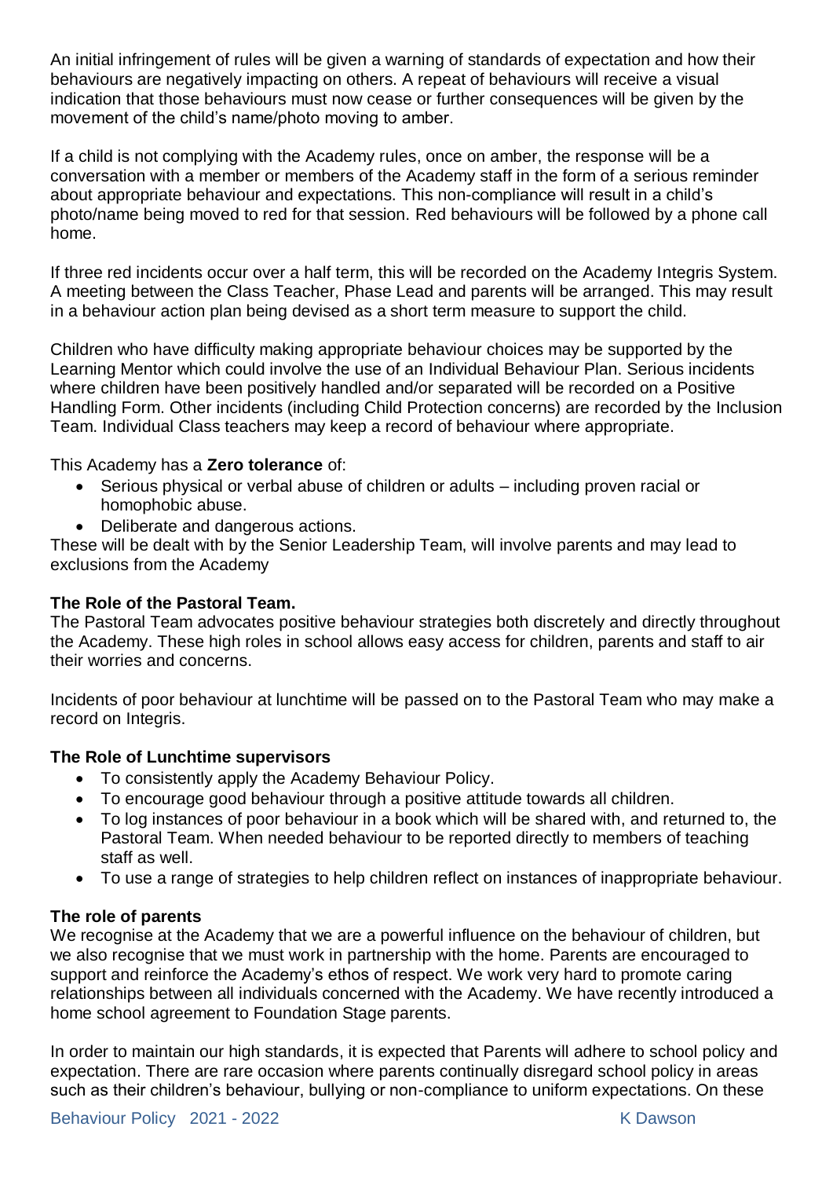An initial infringement of rules will be given a warning of standards of expectation and how their behaviours are negatively impacting on others. A repeat of behaviours will receive a visual indication that those behaviours must now cease or further consequences will be given by the movement of the child's name/photo moving to amber.

If a child is not complying with the Academy rules, once on amber, the response will be a conversation with a member or members of the Academy staff in the form of a serious reminder about appropriate behaviour and expectations. This non-compliance will result in a child's photo/name being moved to red for that session. Red behaviours will be followed by a phone call home.

If three red incidents occur over a half term, this will be recorded on the Academy Integris System. A meeting between the Class Teacher, Phase Lead and parents will be arranged. This may result in a behaviour action plan being devised as a short term measure to support the child.

Children who have difficulty making appropriate behaviour choices may be supported by the Learning Mentor which could involve the use of an Individual Behaviour Plan. Serious incidents where children have been positively handled and/or separated will be recorded on a Positive Handling Form. Other incidents (including Child Protection concerns) are recorded by the Inclusion Team. Individual Class teachers may keep a record of behaviour where appropriate.

This Academy has a **Zero tolerance** of:

- Serious physical or verbal abuse of children or adults – including proven racial or homophobic abuse.
- Deliberate and dangerous actions.

These will be dealt with by the Senior Leadership Team, will involve parents and may lead to exclusions from the Academy

**The Role of the Pastoral Team.**

The Pastoral Team advocates positive behaviour strategies both discretely and directly throughout the Academy. These high roles in school allows easy access for children, parents and staff to air their worries and concerns.

Incidents of poor behaviour at lunchtime will be passed on to the Pastoral Team who may make a record on Integris.

**The Role of Lunchtime supervisors**

- To consistently apply the Academy Behaviour Policy.
- To encourage good behaviour through a positive attitude towards all children.
- To log instances of poor behaviour in a book which will be shared with, and returned to, the Pastoral Team. When needed behaviour to be reported directly to members of teaching staff as well.
- To use a range of strategies to help children reflect on instances of inappropriate behaviour.

**The role of parents**

We recognise at the Academy that we are a powerful influence on the behaviour of children, but we also recognise that we must work in partnership with the home. Parents are encouraged to support and reinforce the Academy's ethos of respect. We work very hard to promote caring relationships between all individuals concerned with the Academy. We have recently introduced a home school agreement to Foundation Stage parents.

In order to maintain our high standards, it is expected that Parents will adhere to school policy and expectation. There are rare occasion where parents continually disregard school policy in areas such as their children's behaviour, bullying or non-compliance to uniform expectations. On these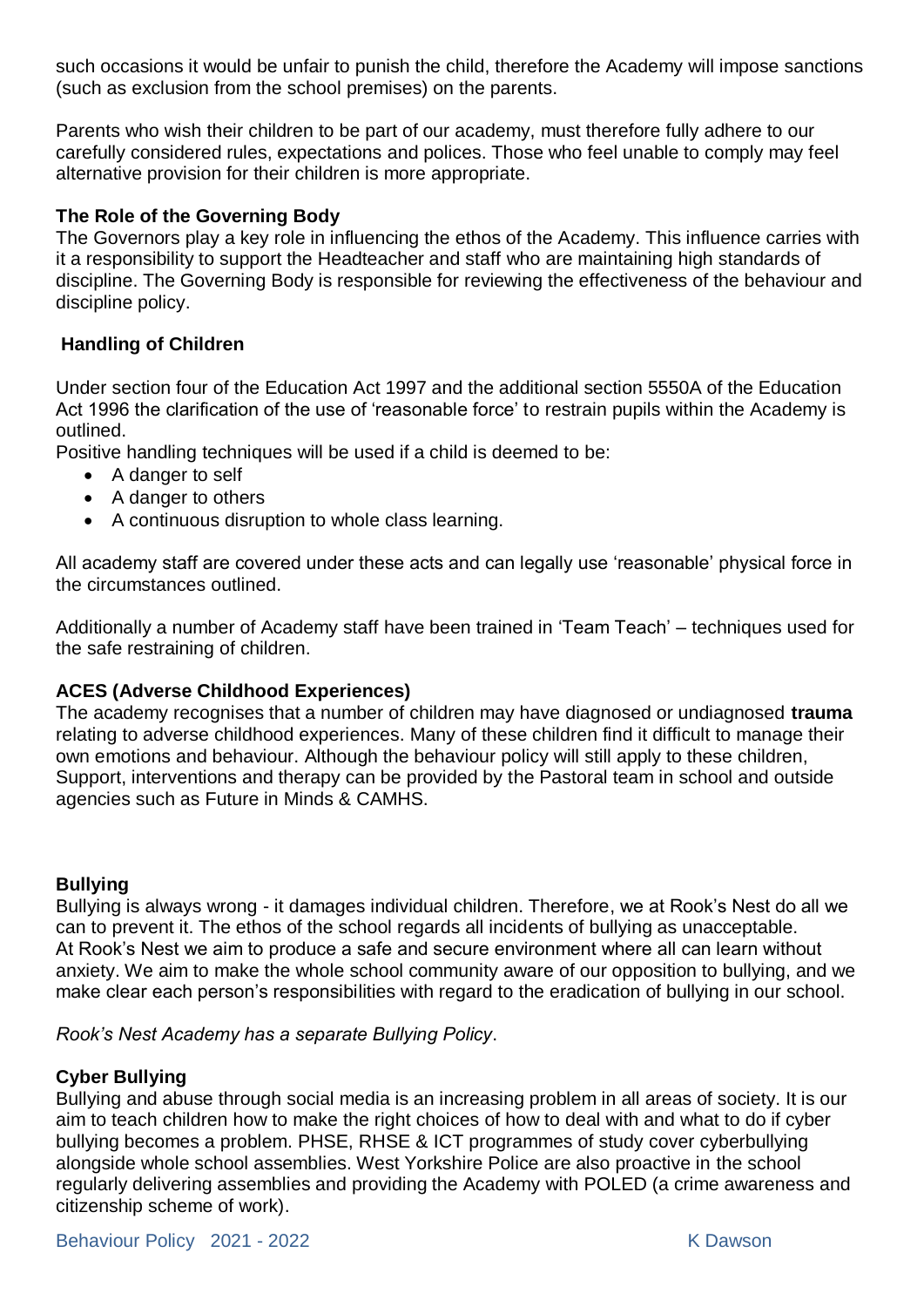such occasions it would be unfair to punish the child, therefore the Academy will impose sanctions (such as exclusion from the school premises) on the parents.

Parents who wish their children to be part of our academy, must therefore fully adhere to our carefully considered rules, expectations and polices. Those who feel unable to comply may feel alternative provision for their children is more appropriate.

**The Role of the Governing Body**

The Governors play a key role in influencing the ethos of the Academy. This influence carries with it a responsibility to support the Headteacher and staff who are maintaining high standards of discipline. The Governing Body is responsible for reviewing the effectiveness of the behaviour and discipline policy.

**Handling of Children**

Under section four of the Education Act 1997 and the additional section 5550A of the Education Act 1996 the clarification of the use of 'reasonable force' to restrain pupils within the Academy is outlined.

Positive handling techniques will be used if a child is deemed to be:

- A danger to self
- A danger to others
- A continuous disruption to whole class learning.

All academy staff are covered under these acts and can legally use 'reasonable' physical force in the circumstances outlined.

Additionally a number of Academy staff have been trained in 'Team Teach' – techniques used for the safe restraining of children.

**ACES (Adverse Childhood Experiences)**

The academy recognises that a number of children may have diagnosed or undiagnosed **trauma** relating to adverse childhood experiences. Many of these children find it difficult to manage their own emotions and behaviour. Although the behaviour policy will still apply to these children, Support, interventions and therapy can be provided by the Pastoral team in school and outside agencies such as Future in Minds & CAMHS.

**Bullying**

Bullying is always wrong - it damages individual children. Therefore, we at Rook's Nest do all we can to prevent it. The ethos of the school regards all incidents of bullying as unacceptable. At Rook's Nest we aim to produce a safe and secure environment where all can learn without anxiety. We aim to make the whole school community aware of our opposition to bullying, and we make clear each person's responsibilities with regard to the eradication of bullying in our school.

*Rook's Nest Academy has a separate Bullying Policy*.

**Cyber Bullying**

Bullying and abuse through social media is an increasing problem in all areas of society. It is our aim to teach children how to make the right choices of how to deal with and what to do if cyber bullying becomes a problem. PHSE, RHSE & ICT programmes of study cover cyberbullying alongside whole school assemblies. West Yorkshire Police are also proactive in the school regularly delivering assemblies and providing the Academy with POLED (a crime awareness and citizenship scheme of work).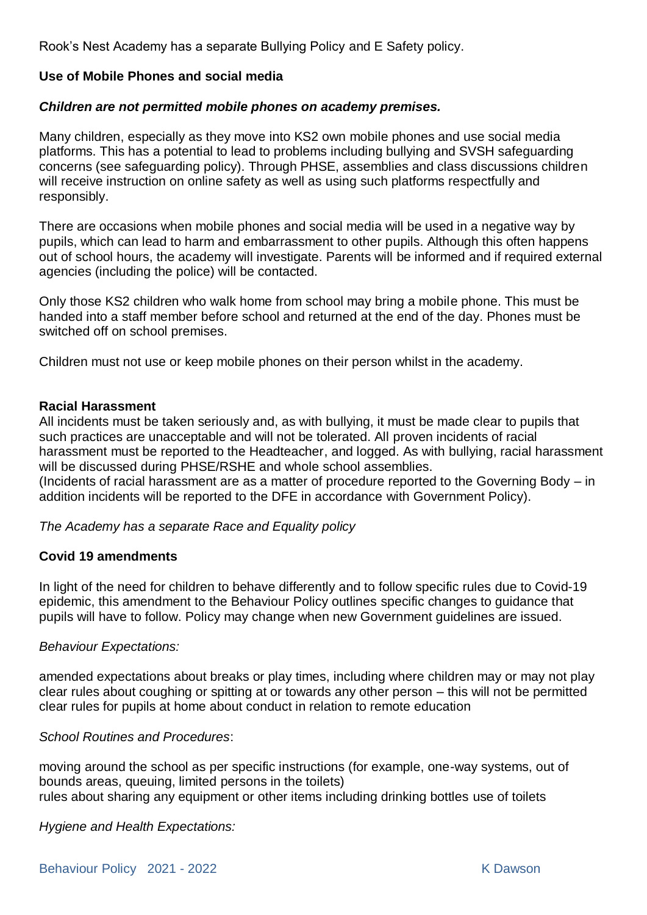Rook's Nest Academy has a separate Bullying Policy and E Safety policy.

**Use of Mobile Phones and social media**

***Children are not permitted mobile phones on academy premises.***

Many children, especially as they move into KS2 own mobile phones and use social media platforms. This has a potential to lead to problems including bullying and SVSH safeguarding concerns (see safeguarding policy). Through PHSE, assemblies and class discussions children will receive instruction on online safety as well as using such platforms respectfully and responsibly.

There are occasions when mobile phones and social media will be used in a negative way by pupils, which can lead to harm and embarrassment to other pupils. Although this often happens out of school hours, the academy will investigate. Parents will be informed and if required external agencies (including the police) will be contacted.

Only those KS2 children who walk home from school may bring a mobile phone. This must be handed into a staff member before school and returned at the end of the day. Phones must be switched off on school premises.

Children must not use or keep mobile phones on their person whilst in the academy.

**Racial Harassment**

All incidents must be taken seriously and, as with bullying, it must be made clear to pupils that such practices are unacceptable and will not be tolerated. All proven incidents of racial harassment must be reported to the Headteacher, and logged. As with bullying, racial harassment will be discussed during PHSE/RSHE and whole school assemblies.
(Incidents of racial harassment are as a matter of procedure reported to the Governing Body – in addition incidents will be reported to the DFE in accordance with Government Policy).

*The Academy has a separate Race and Equality policy*

**Covid 19 amendments**

In light of the need for children to behave differently and to follow specific rules due to Covid-19 epidemic, this amendment to the Behaviour Policy outlines specific changes to guidance that pupils will have to follow. Policy may change when new Government guidelines are issued.

*Behaviour Expectations:*

amended expectations about breaks or play times, including where children may or may not play
clear rules about coughing or spitting at or towards any other person – this will not be permitted
clear rules for pupils at home about conduct in relation to remote education

*School Routines and Procedures*:

moving around the school as per specific instructions (for example, one-way systems, out of bounds areas, queuing, limited persons in the toilets)
rules about sharing any equipment or other items including drinking bottles use of toilets

*Hygiene and Health Expectations:*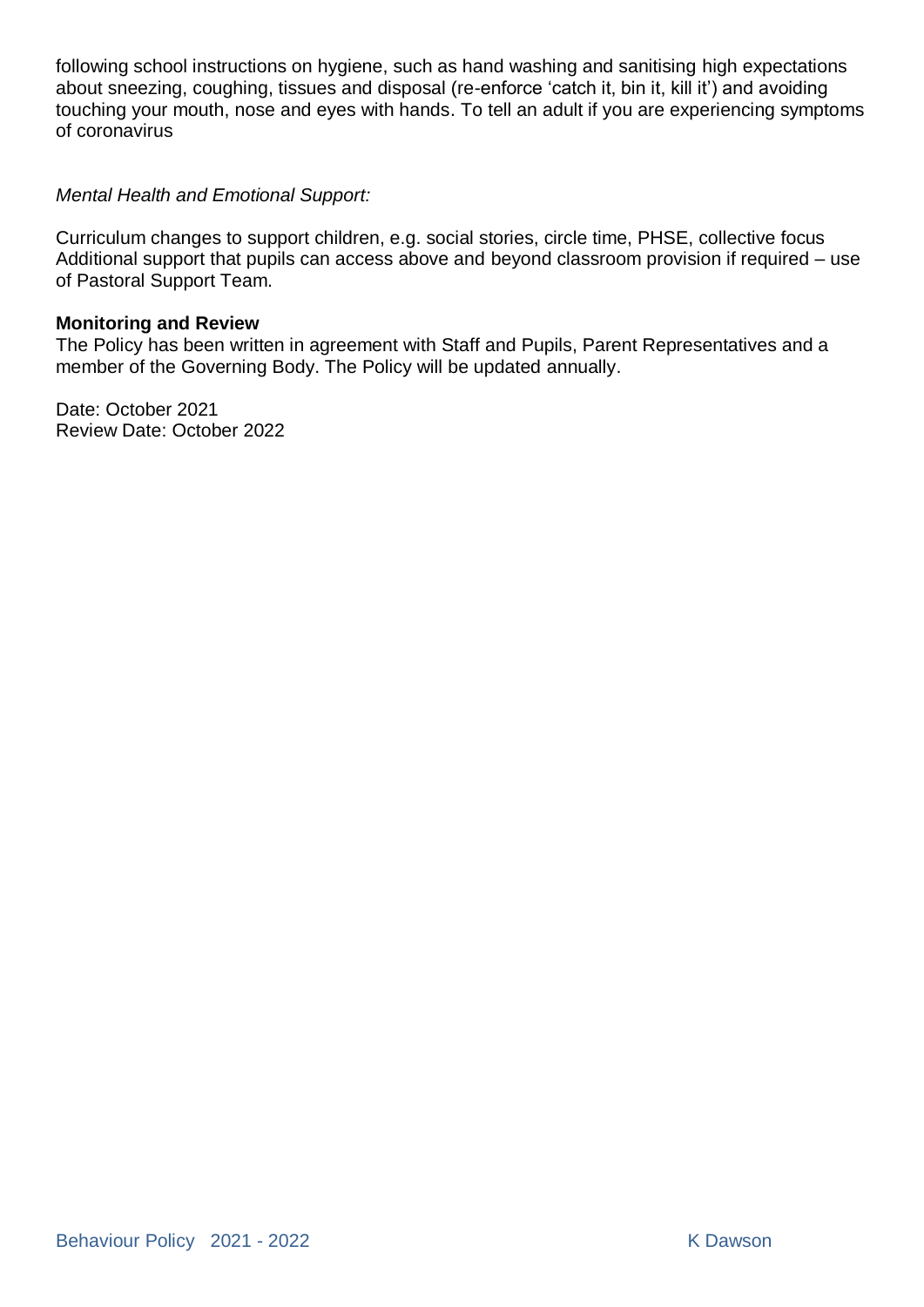following school instructions on hygiene, such as hand washing and sanitising high expectations about sneezing, coughing, tissues and disposal (re-enforce 'catch it, bin it, kill it') and avoiding touching your mouth, nose and eyes with hands. To tell an adult if you are experiencing symptoms of coronavirus

*Mental Health and Emotional Support:*

Curriculum changes to support children, e.g. social stories, circle time, PHSE, collective focus
Additional support that pupils can access above and beyond classroom provision if required – use of Pastoral Support Team.

**Monitoring and Review**

The Policy has been written in agreement with Staff and Pupils, Parent Representatives and a member of the Governing Body. The Policy will be updated annually.

Date: October 2021
Review Date: October 2022